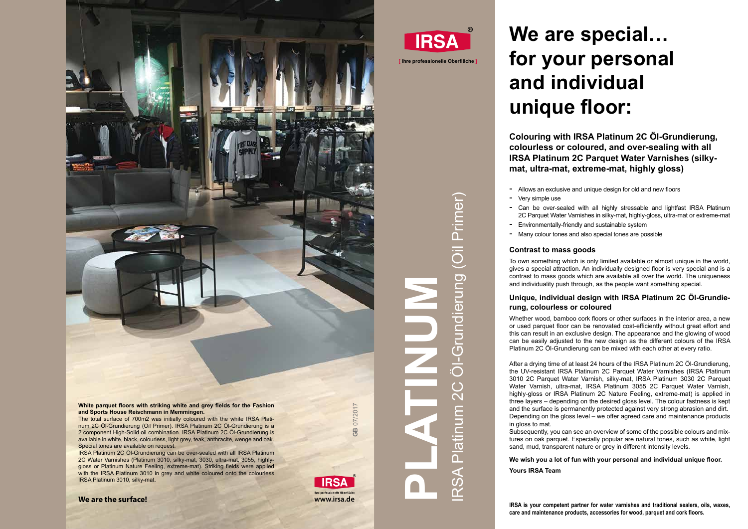**White parquet floors with striking white and grey fields for the Fashion and Sports House Reischmann in Memmingen.**

The total surface of 700m2 was initially coloured with the white IRSA Platinum 2C Öl-Grundierung (Oil Primer). IRSA Platinum 2C Öl-Grundierung is a 2 component High-Solid oil combination. IRSA Platinum 2C Öl-Grundierung is available in white, black, colourless, light grey, teak, anthracite, wenge and oak. Special tones are available on request.

IRSA Platinum 2C Öl-Grundierung can be over-sealed with all IRSA Platinum 2C Water Varnishes (Platinum 3010, silky-mat, 3030, ultra-mat, 3055, highly-gloss or Platinum Nature Feeling, extreme-mat). Striking fields were applied with the IRSA Platinum 3010 in grey and white coloured onto the colourless IRSA Platinum 3010, silky-mat.

**We are the surface!**

GB 07/2017

IRSA

Ihre professionelle Oberfläche

www.irsa.de

IRSA®

[ Ihre professionelle Oberfläche ]

# PLATINUM

IRSA Platinum 2C Öl-Grundierung (Oil Primer)

# We are special… for your personal and individual unique floor:

## Colouring with IRSA Platinum 2C Öl-Grundierung, colourless or coloured, and over-sealing with all IRSA Platinum 2C Parquet Water Varnishes (silky-mat, ultra-mat, extreme-mat, highly gloss)

- Allows an exclusive and unique design for old and new floors
- Very simple use
- Can be over-sealed with all highly stressable and lightfast IRSA Platinum 2C Parquet Water Varnishes in silky-mat, highly-gloss, ultra-mat or extreme-mat
- Environmentally-friendly and sustainable system
- Many colour tones and also special tones are possible

### Contrast to mass goods

To own something which is only limited available or almost unique in the world, gives a special attraction. An individually designed floor is very special and is a contrast to mass goods which are available all over the world. The uniqueness and individuality push through, as the people want something special.

### Unique, individual design with IRSA Platinum 2C Öl-Grundierung, colourless or coloured

Whether wood, bamboo cork floors or other surfaces in the interior area, a new or used parquet floor can be renovated cost-efficiently without great effort and this can result in an exclusive design. The appearance and the glowing of wood can be easily adjusted to the new design as the different colours of the IRSA Platinum 2C Öl-Grundierung can be mixed with each other at every ratio.

After a drying time of at least 24 hours of the IRSA Platinum 2C Öl-Grundierung, the UV-resistant IRSA Platinum 2C Parquet Water Varnishes (IRSA Platinum 3010 2C Parquet Water Varnish, silky-mat, IRSA Platinum 3030 2C Parquet Water Varnish, ultra-mat, IRSA Platinum 3055 2C Parquet Water Varnish, highly-gloss or IRSA Platinum 2C Nature Feeling, extreme-mat) is applied in three layers – depending on the desired gloss level. The colour fastness is kept and the surface is permanently protected against very strong abrasion and dirt. Depending on the gloss level – we offer agreed care and maintenance products in gloss to mat.

Subsequently, you can see an overview of some of the possible colours and mixtures on oak parquet. Especially popular are natural tones, such as white, light sand, mud, transparent nature or grey in different intensity levels.

**We wish you a lot of fun with your personal and individual unique floor.**

**Yours IRSA Team**

**IRSA is your competent partner for water varnishes and traditional sealers, oils, waxes, care and maintenance products, accessories for wood, parquet and cork floors.**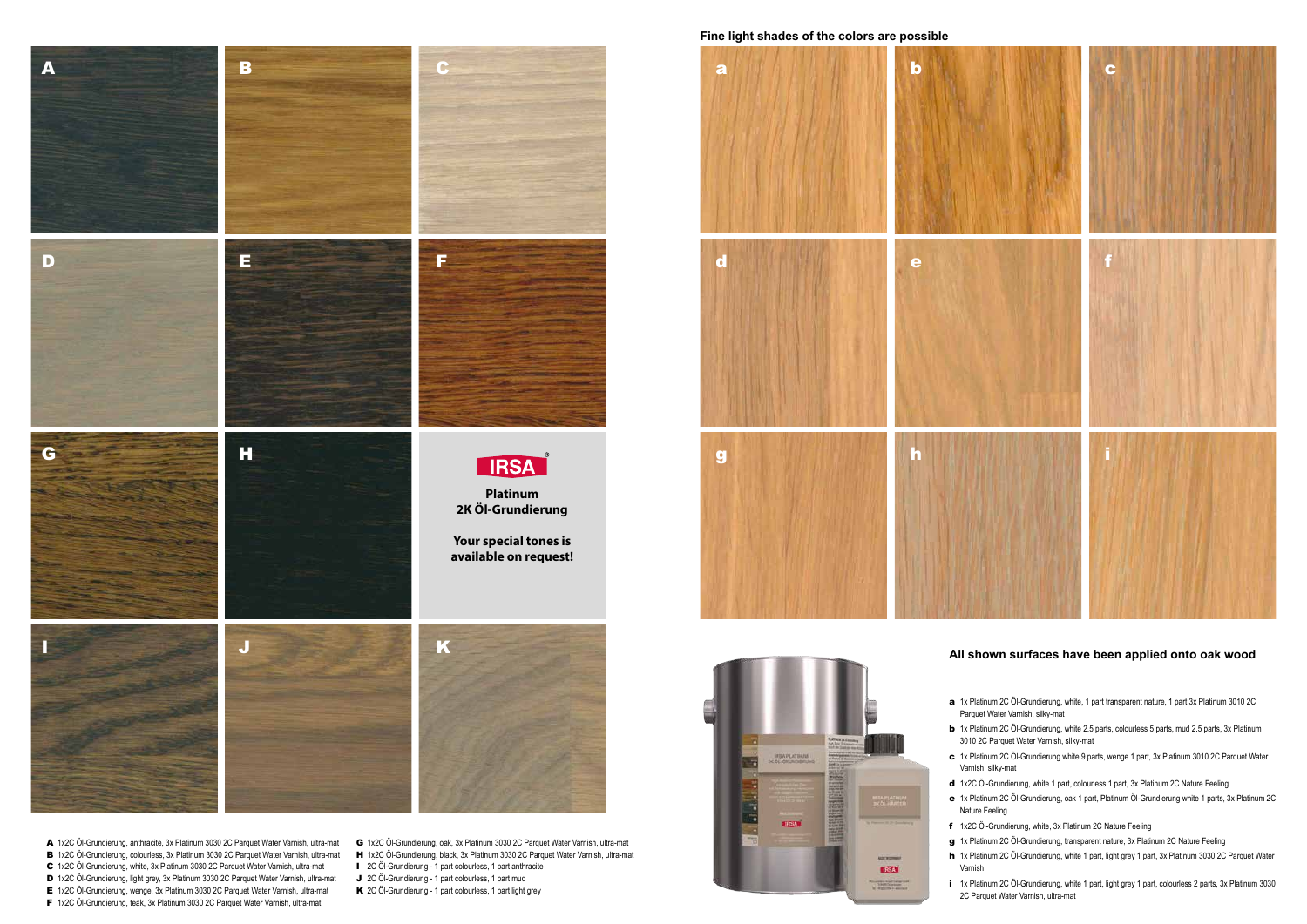A B C D E F G H I J K

**IRSA**®

**Platinum**
**2K Öl-Grundierung**

**Your special tones is available on request!**

- **A** 1x2C Öl-Grundierung, anthracite, 3x Platinum 3030 2C Parquet Water Varnish, ultra-mat
- **B** 1x2C Öl-Grundierung, colourless, 3x Platinum 3030 2C Parquet Water Varnish, ultra-mat
- **C** 1x2C Öl-Grundierung, white, 3x Platinum 3030 2C Parquet Water Varnish, ultra-mat
- **D** 1x2C Öl-Grundierung, light grey, 3x Platinum 3030 2C Parquet Water Varnish, ultra-mat
- **E** 1x2C Öl-Grundierung, wenge, 3x Platinum 3030 2C Parquet Water Varnish, ultra-mat
- **F** 1x2C Öl-Grundierung, teak, 3x Platinum 3030 2C Parquet Water Varnish, ultra-mat
- **G** 1x2C Öl-Grundierung, oak, 3x Platinum 3030 2C Parquet Water Varnish, ultra-mat
- **H** 1x2C Öl-Grundierung, black, 3x Platinum 3030 2C Parquet Water Varnish, ultra-mat
- **I** 2C Öl-Grundierung - 1 part colourless, 1 part anthracite
- **J** 2C Öl-Grundierung - 1 part colourless, 1 part mud
- **K** 2C Öl-Grundierung - 1 part colourless, 1 part light grey

**Fine light shades of the colors are possible**

a b c d e f g h i

### All shown surfaces have been applied onto oak wood

- **a** 1x Platinum 2C Öl-Grundierung, white, 1 part transparent nature, 1 part 3x Platinum 3010 2C Parquet Water Varnish, silky-mat
- **b** 1x Platinum 2C Öl-Grundierung, white 2.5 parts, colourless 5 parts, mud 2.5 parts, 3x Platinum 3010 2C Parquet Water Varnish, silky-mat
- **c** 1x Platinum 2C Öl-Grundierung white 9 parts, wenge 1 part, 3x Platinum 3010 2C Parquet Water Varnish, silky-mat
- **d** 1x2C Öl-Grundierung, white 1 part, colourless 1 part, 3x Platinum 2C Nature Feeling
- **e** 1x Platinum 2C Öl-Grundierung, oak 1 part, Platinum Öl-Grundierung white 1 parts, 3x Platinum 2C Nature Feeling
- **f** 1x2C Öl-Grundierung, white, 3x Platinum 2C Nature Feeling
- **g** 1x Platinum 2C Öl-Grundierung, transparent nature, 3x Platinum 2C Nature Feeling
- **h** 1x Platinum 2C Öl-Grundierung, white 1 part, light grey 1 part, 3x Platinum 3030 2C Parquet Water Varnish
- **i** 1x Platinum 2C Öl-Grundierung, white 1 part, light grey 1 part, colourless 2 parts, 3x Platinum 3030 2C Parquet Water Varnish, ultra-mat